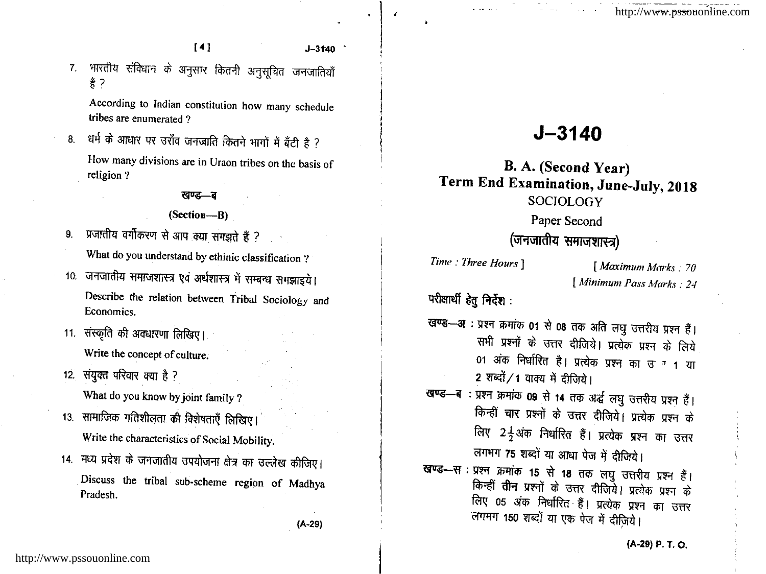7. भारतीय संविधान के अनुसार कितनी अनुसूचित जनजातियाँ हैं ?

   According to Indian constitution how many schedule tribes are enumerated ?

8. धर्म के आधार पर उराँव जनजाति कितने भागों में बँटी है ?

   How many divisions are in Uraon tribes on the basis of religion ?

## खण्ड—ब

## (Section—B)

9. प्रजातीय वर्गीकरण से आप क्या समझते हैं ?

   What do you understand by ethinic classification ?

10. जनजातीय समाजशास्त्र एवं अर्थशास्त्र में सम्बन्ध समझाइये।

    Describe the relation between Tribal Sociology and Economics.

11. संस्कृति की अवधारणा लिखिए।

    Write the concept of culture.

12. संयुक्त परिवार क्या है ?

    What do you know by joint family ?

13. सामाजिक गतिशीलता की विशेषताएँ लिखिए।

    Write the characteristics of Social Mobility.

14. मध्य प्रदेश के जनजातीय उपयोजना क्षेत्र का उल्लेख कीजिए।

    Discuss the tribal sub-scheme region of Madhya Pradesh.

(A-29)

# J–3140

## B. A. (Second Year)
## Term End Examination, June-July, 2018
### SOCIOLOGY
### Paper Second
### (जनजातीय समाजशास्त्र)

*Time : Three Hours* ] [ *Maximum Marks : 70*

[ *Minimum Pass Marks : 24*

**परीक्षार्थी हेतु निर्देश :**

**खण्ड—अ** : प्रश्न क्रमांक 01 से 08 तक अति लघु उत्तरीय प्रश्न हैं। सभी प्रश्नों के उत्तर दीजिये। प्रत्येक प्रश्न के लिये 01 अंक निर्धारित है। प्रत्येक प्रश्न का उत्तर 1 या 2 शब्दों/1 वाक्य में दीजिये।

**खण्ड—ब** : प्रश्न क्रमांक 09 से 14 तक अर्द्ध लघु उत्तरीय प्रश्न हैं। किन्हीं चार प्रश्नों के उत्तर दीजिये। प्रत्येक प्रश्न के लिए $2\frac{1}{2}$ अंक निर्धारित हैं। प्रत्येक प्रश्न का उत्तर लगभग 75 शब्दों या आधा पेज में दीजिये।

**खण्ड—स** : प्रश्न क्रमांक 15 से 18 तक लघु उत्तरीय प्रश्न हैं। किन्हीं तीन प्रश्नों के उत्तर दीजिये। प्रत्येक प्रश्न के लिए 05 अंक निर्धारित हैं। प्रत्येक प्रश्न का उत्तर लगभग 150 शब्दों या एक पेज में दीजिये।

(A-29) P. T. O.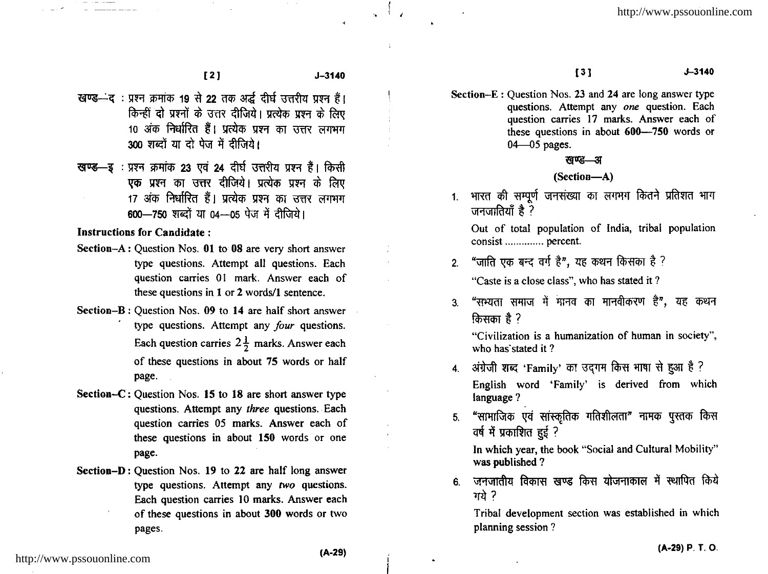खण्ड—द : प्रश्न क्रमांक 19 से 22 तक अर्द्ध दीर्घ उत्तरीय प्रश्न हैं। किन्हीं दो प्रश्नों के उत्तर दीजिये। प्रत्येक प्रश्न के लिए 10 अंक निर्धारित हैं। प्रत्येक प्रश्न का उत्तर लगभग 300 शब्दों या दो पेज में दीजिये।

खण्ड—इ : प्रश्न क्रमांक 23 एवं 24 दीर्घ उत्तरीय प्रश्न हैं। किसी **एक** प्रश्न का उत्तर दीजिये। प्रत्येक प्रश्न के लिए 17 अंक निर्धारित हैं। प्रत्येक प्रश्न का उत्तर लगभग 600—750 शब्दों या 04—05 पेज में दीजिये।

**Instructions for Candidate :**

**Section–A :** Question Nos. **01** to **08** are very short answer type questions. Attempt all questions. Each question carries 01 mark. Answer each of these questions in **1** or **2** words/1 sentence.

**Section–B :** Question Nos. **09** to **14** are half short answer type questions. Attempt any *four* questions. Each question carries $2\frac{1}{2}$ marks. Answer each of these questions in about **75** words or half page.

**Section–C :** Question Nos. **15** to **18** are short answer type questions. Attempt any *three* questions. Each question carries 05 marks. Answer each of these questions in about **150** words or one page.

**Section–D :** Question Nos. **19** to **22** are half long answer type questions. Attempt any *two* questions. Each question carries 10 marks. Answer each of these questions in about **300** words or two pages.

**Section–E :** Question Nos. **23** and **24** are long answer type questions. Attempt any *one* question. Each question carries 17 marks. Answer each of these questions in about **600—750** words or 04—05 pages.

## खण्ड—अ

## (Section—A)

1. भारत की सम्पूर्ण जनसंख्या का लगभग कितने प्रतिशत भाग जनजातियाँ है ?

   Out of total population of India, tribal population consist .............. percent.

2. "जाति एक बन्द वर्ग है", यह कथन किसका है ?

   "Caste is a close class", who has stated it ?

3. "सभ्यता समाज में मानव का मानवीकरण है", यह कथन किसका है ?

   "Civilization is a humanization of human in society", who has stated it ?

4. अंग्रेजी शब्द 'Family' का उद्गम किस भाषा से हुआ है ?

   English word 'Family' is derived from which language ?

5. "सामाजिक एवं सांस्कृतिक गतिशीलता" नामक पुस्तक किस वर्ष में प्रकाशित हुई ?

   In which year, the book "Social and Cultural Mobility" was published ?

6. जनजातीय विकास खण्ड किस योजनाकाल में स्थापित किये गये ?

   Tribal development section was established in which planning session ?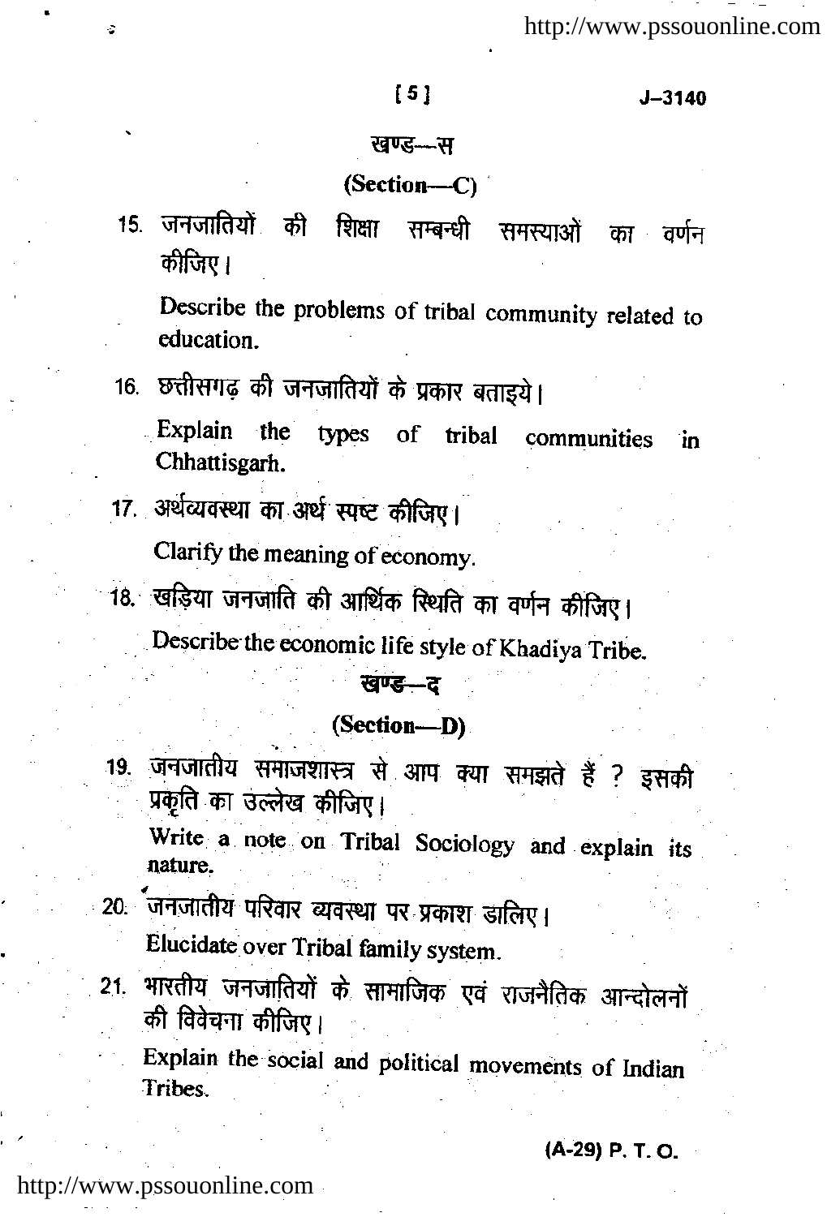## खण्ड—स

## (Section—C)

15. जनजातियों की शिक्षा सम्बन्धी समस्याओं का वर्णन कीजिए।

    Describe the problems of tribal community related to education.

16. छत्तीसगढ़ की जनजातियों के प्रकार बताइये।

    Explain the types of tribal communities in Chhattisgarh.

17. अर्थव्यवस्था का अर्थ स्पष्ट कीजिए।

    Clarify the meaning of economy.

18. खड़िया जनजाति की आर्थिक स्थिति का वर्णन कीजिए।

    Describe the economic life style of Khadiya Tribe.

## खण्ड—द

## (Section—D)

19. जनजातीय समाजशास्त्र से आप क्या समझते हैं ? इसकी प्रकृति का उल्लेख कीजिए।

    Write a note on Tribal Sociology and explain its nature.

20. जनजातीय परिवार व्यवस्था पर प्रकाश डालिए।

    Elucidate over Tribal family system.

21. भारतीय जनजातियों के सामाजिक एवं राजनैतिक आन्दोलनों की विवेचना कीजिए।

    Explain the social and political movements of Indian Tribes.

(A-29) P. T. O.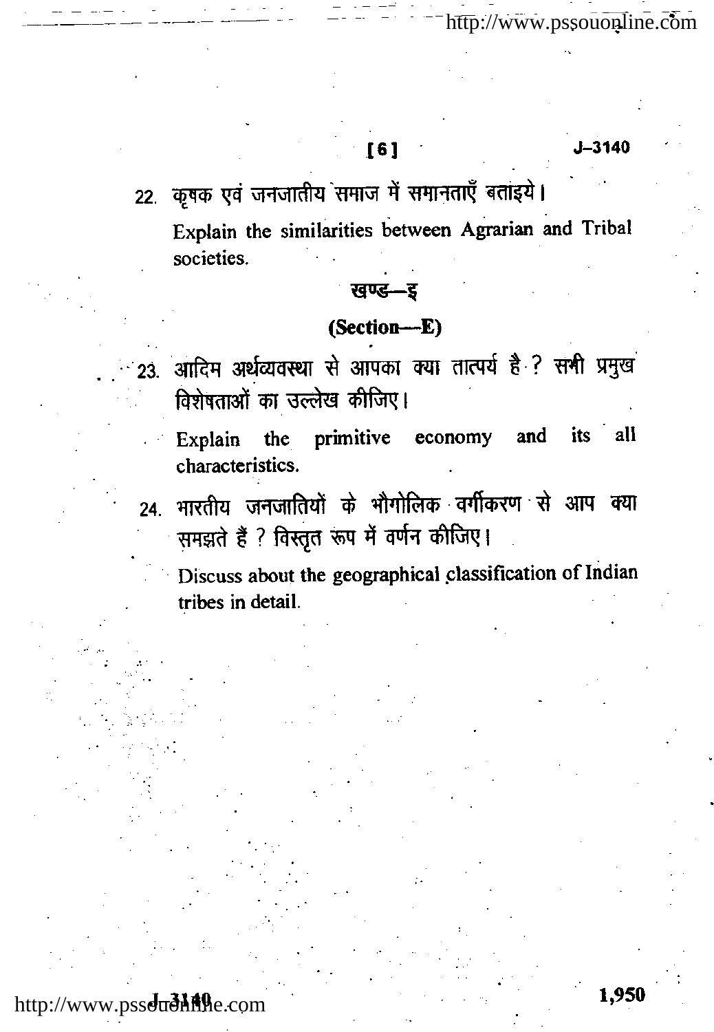22. कृषक एवं जनजातीय समाज में समानताएँ बताइये।

    Explain the similarities between Agrarian and Tribal societies.

## खण्ड—इ

## (Section—E)

23. आदिम अर्थव्यवस्था से आपका क्या तात्पर्य है ? सभी प्रमुख विशेषताओं का उल्लेख कीजिए।

    Explain the primitive economy and its all characteristics.

24. भारतीय जनजातियों के भौगोलिक वर्गीकरण से आप क्या समझते हैं ? विस्तृत रूप में वर्णन कीजिए।

    Discuss about the geographical classification of Indian tribes in detail.

1,950